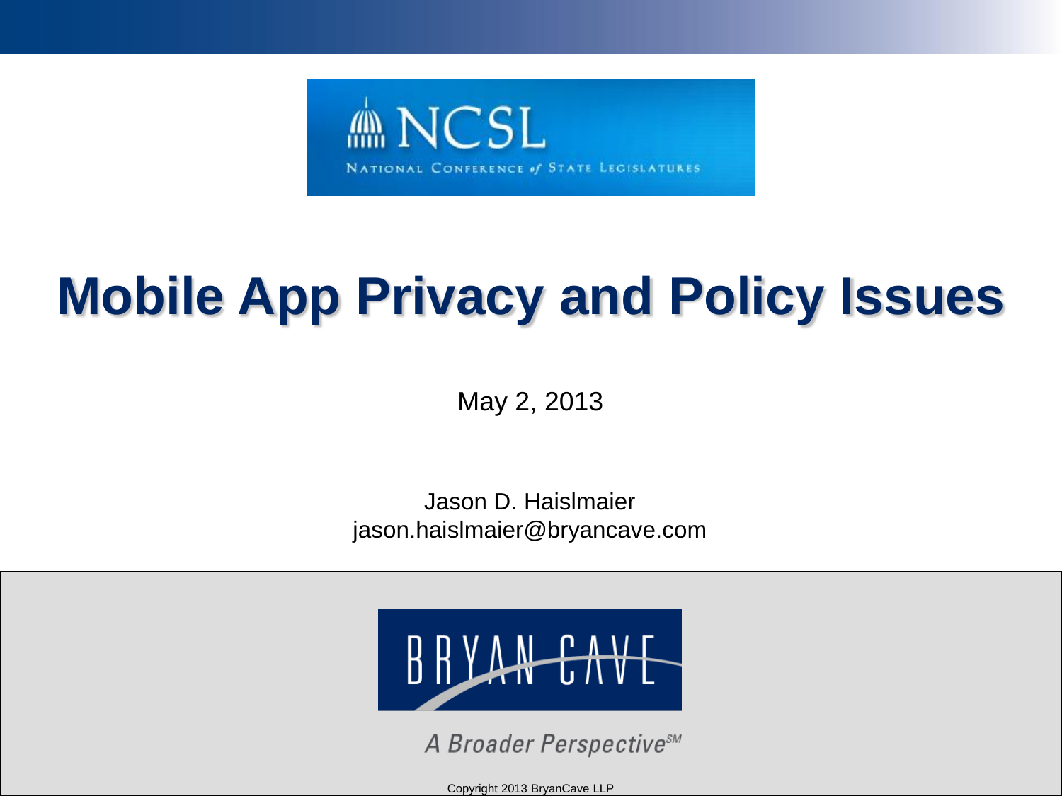NCSL

NATIONAL CONFERENCE *of* STATE LEGISLATURES

# Mobile App Privacy and Policy Issues

May 2, 2013

Jason D. Haislmaier
jason.haislmaier@bryancave.com

BRYAN CAVE

*A Broader Perspective*[SM]

Copyright 2013 BryanCave LLP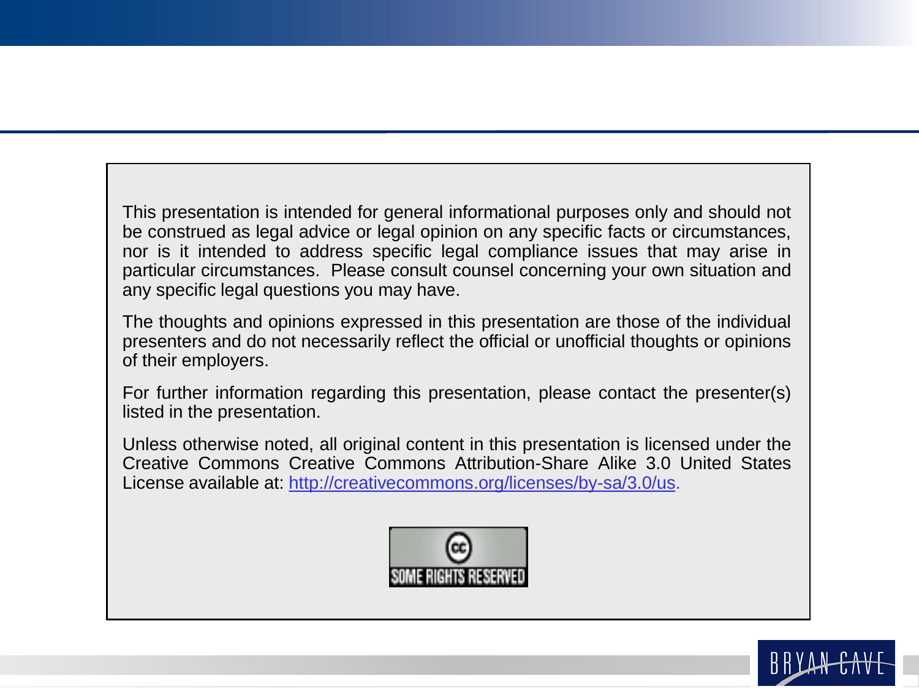This presentation is intended for general informational purposes only and should not be construed as legal advice or legal opinion on any specific facts or circumstances, nor is it intended to address specific legal compliance issues that may arise in particular circumstances.  Please consult counsel concerning your own situation and any specific legal questions you may have.

The thoughts and opinions expressed in this presentation are those of the individual presenters and do not necessarily reflect the official or unofficial thoughts or opinions of their employers.

For further information regarding this presentation, please contact the presenter(s) listed in the presentation.

Unless otherwise noted, all original content in this presentation is licensed under the Creative Commons Creative Commons Attribution-Share Alike 3.0 United States License available at: http://creativecommons.org/licenses/by-sa/3.0/us.

SOME RIGHTS RESERVED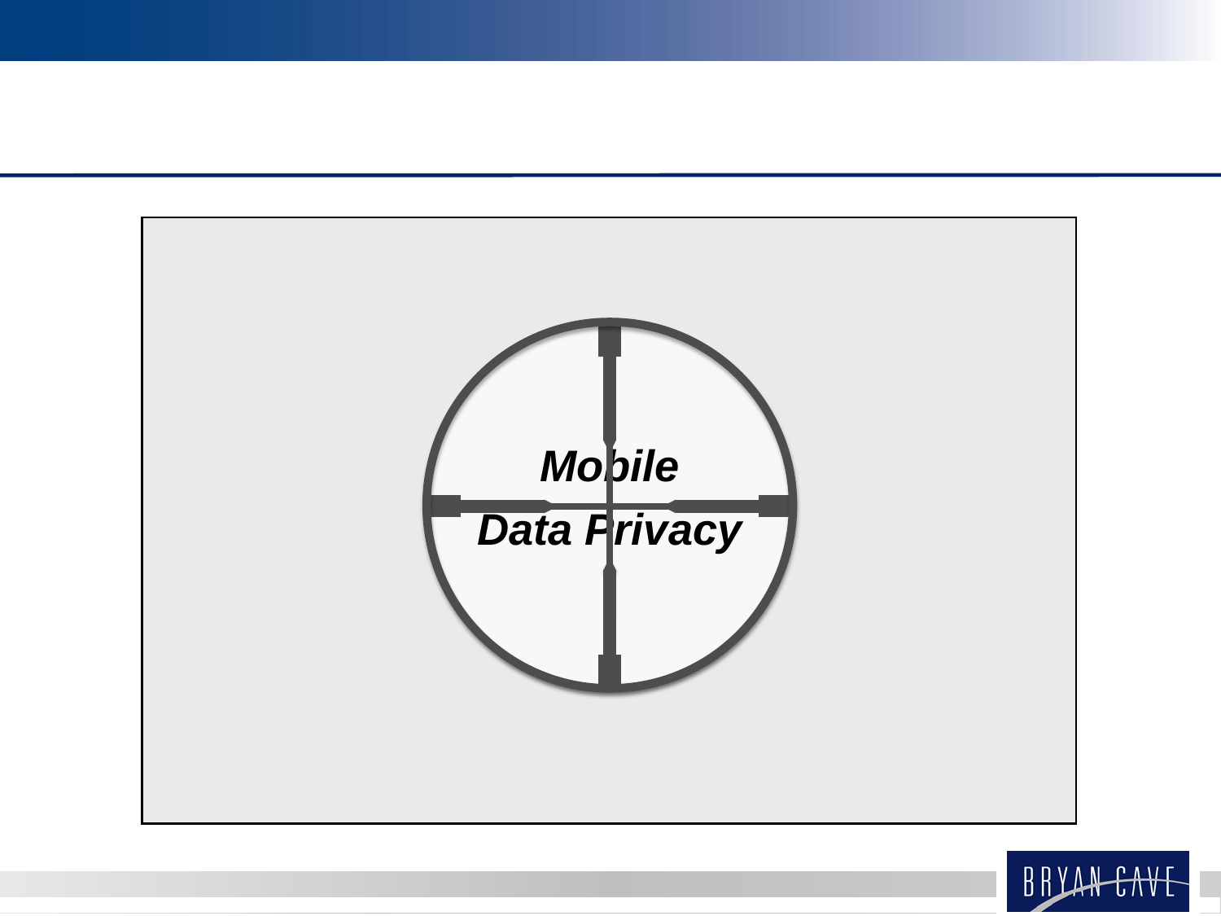***Mobile Data Privacy***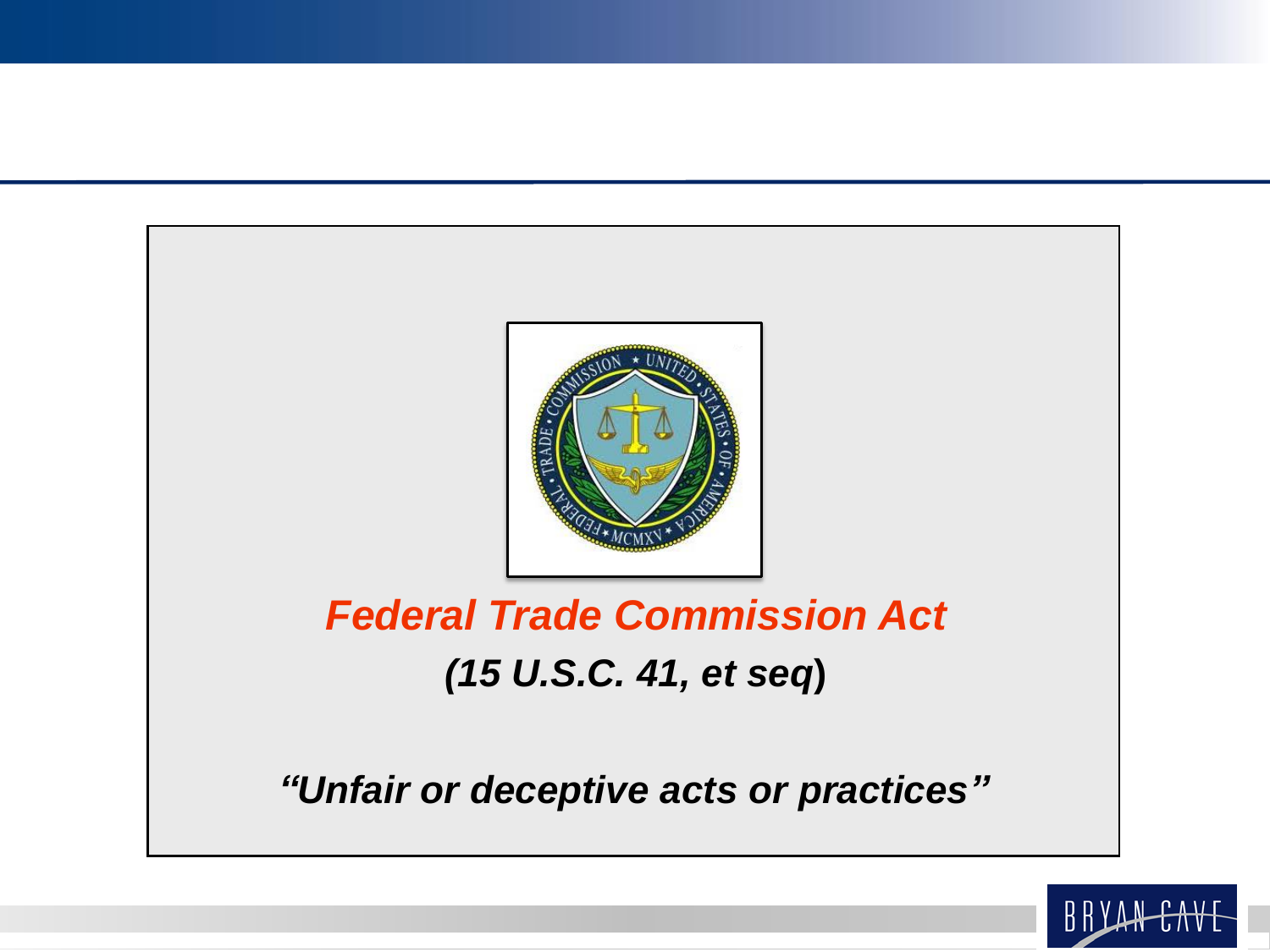***Federal Trade Commission Act***

***(15 U.S.C. 41, et seq)***

***"Unfair or deceptive acts or practices"***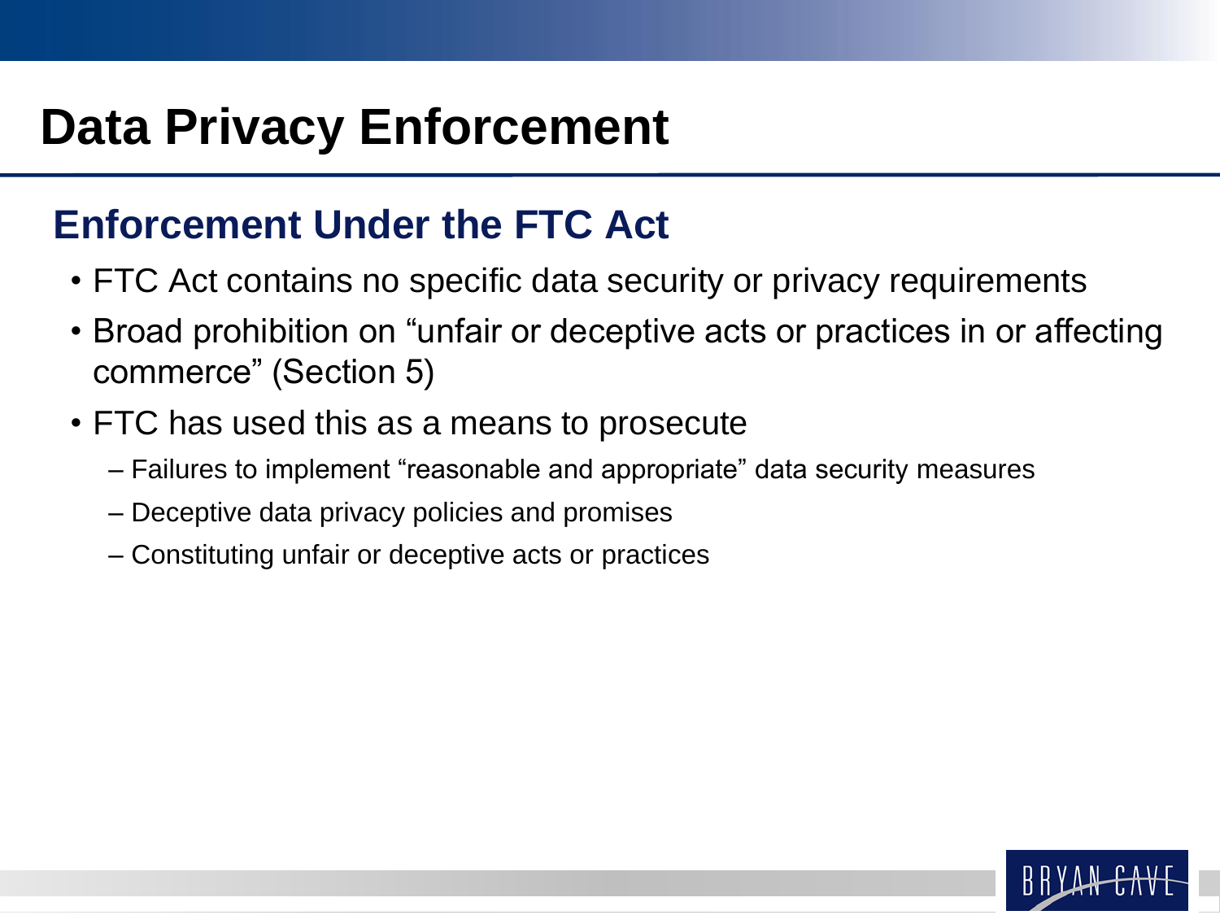# Data Privacy Enforcement

## Enforcement Under the FTC Act

- FTC Act contains no specific data security or privacy requirements
- Broad prohibition on "unfair or deceptive acts or practices in or affecting commerce" (Section 5)
- FTC has used this as a means to prosecute
  - Failures to implement "reasonable and appropriate" data security measures
  - Deceptive data privacy policies and promises
  - Constituting unfair or deceptive acts or practices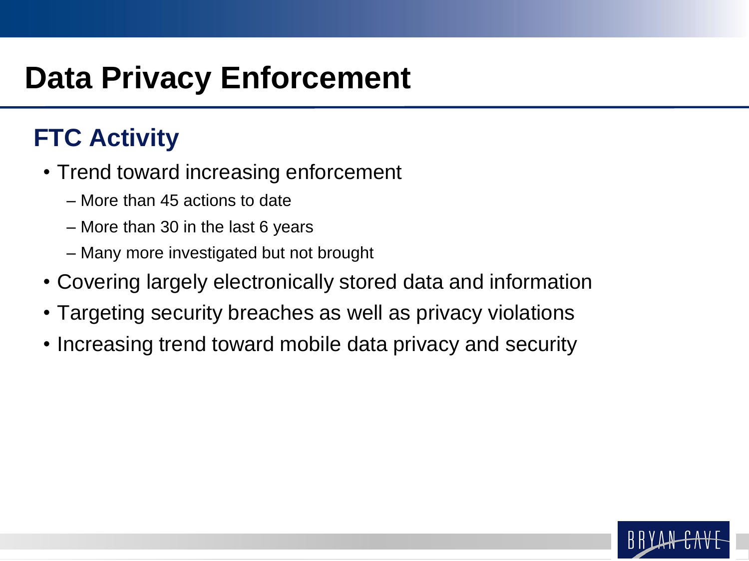# Data Privacy Enforcement

## FTC Activity

- Trend toward increasing enforcement
  - More than 45 actions to date
  - More than 30 in the last 6 years
  - Many more investigated but not brought
- Covering largely electronically stored data and information
- Targeting security breaches as well as privacy violations
- Increasing trend toward mobile data privacy and security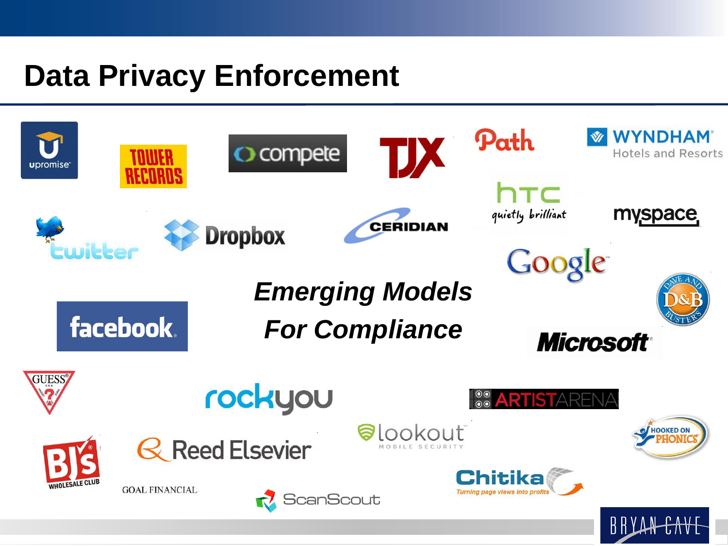# Data Privacy Enforcement

upromise

TOWER RECORDS

compete

TJX

Path

WYNDHAM Hotels and Resorts

htc quietly brilliant

myspace

twitter

Dropbox

CERIDIAN

Google

***Emerging Models***

***For Compliance***

facebook

DAVE AND BUSTER'S D&B

Microsoft

GUESS

rockyou

ARTISTARENA

BJ's WHOLESALE CLUB

Reed Elsevier

lookout MOBILE SECURITY

HOOKED ON PHONICS

GOAL FINANCIAL

ScanScout

Chitika Turning page views into profits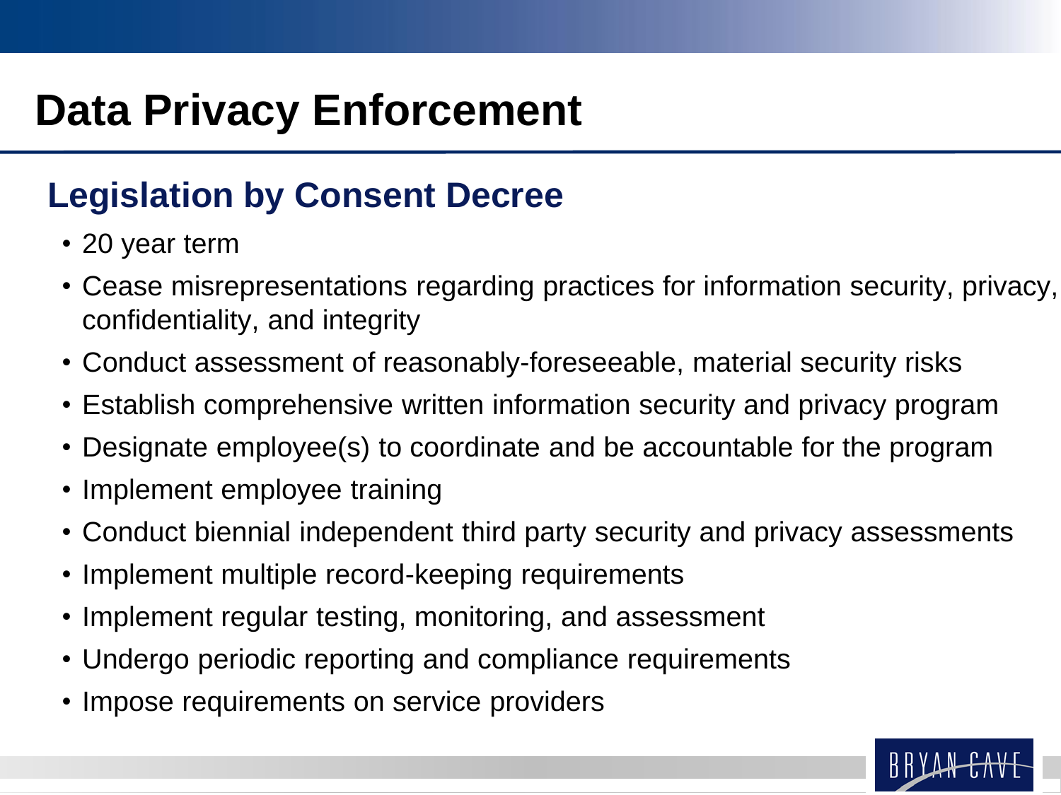# Data Privacy Enforcement

## Legislation by Consent Decree

- 20 year term
- Cease misrepresentations regarding practices for information security, privacy, confidentiality, and integrity
- Conduct assessment of reasonably-foreseeable, material security risks
- Establish comprehensive written information security and privacy program
- Designate employee(s) to coordinate and be accountable for the program
- Implement employee training
- Conduct biennial independent third party security and privacy assessments
- Implement multiple record-keeping requirements
- Implement regular testing, monitoring, and assessment
- Undergo periodic reporting and compliance requirements
- Impose requirements on service providers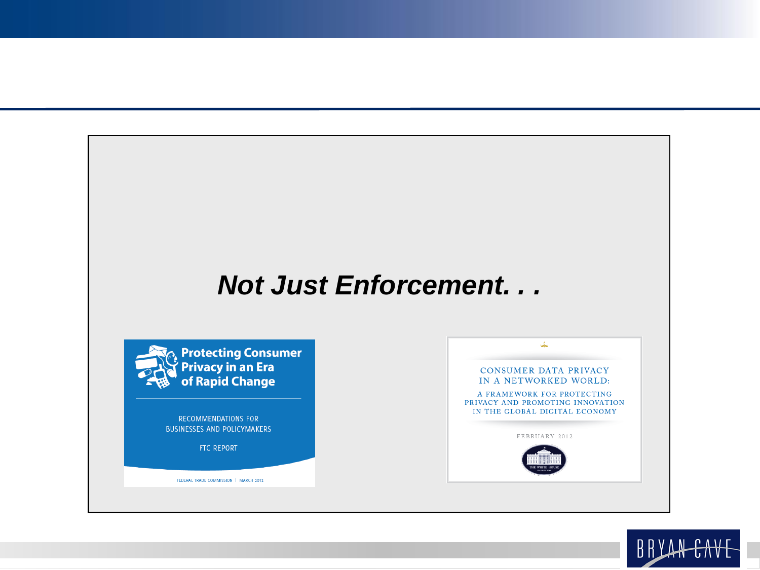***Not Just Enforcement. . .***

**Protecting Consumer Privacy in an Era of Rapid Change**

RECOMMENDATIONS FOR BUSINESSES AND POLICYMAKERS

FTC REPORT

FEDERAL TRADE COMMISSION | MARCH 2012

CONSUMER DATA PRIVACY IN A NETWORKED WORLD:

A FRAMEWORK FOR PROTECTING PRIVACY AND PROMOTING INNOVATION IN THE GLOBAL DIGITAL ECONOMY

FEBRUARY 2012

THE WHITE HOUSE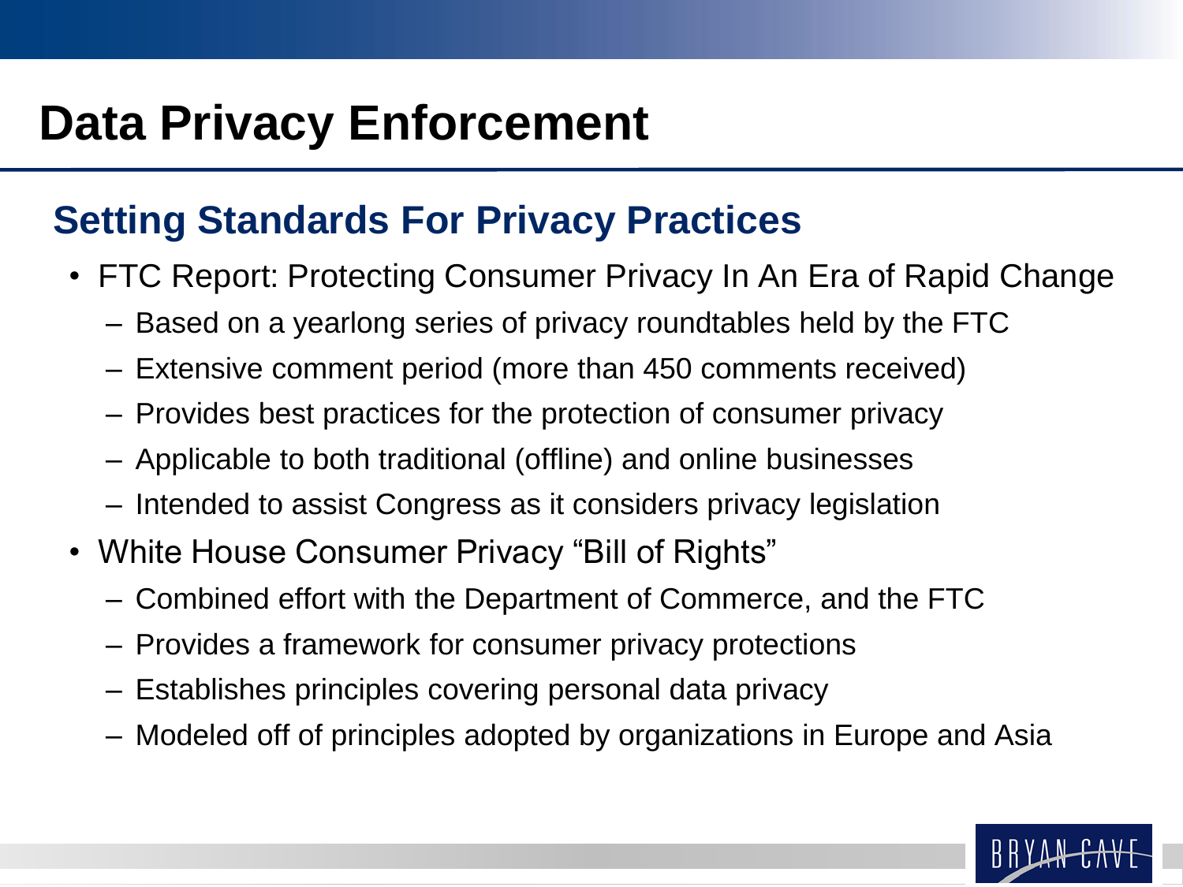# Data Privacy Enforcement

## Setting Standards For Privacy Practices

- FTC Report: Protecting Consumer Privacy In An Era of Rapid Change
  - Based on a yearlong series of privacy roundtables held by the FTC
  - Extensive comment period (more than 450 comments received)
  - Provides best practices for the protection of consumer privacy
  - Applicable to both traditional (offline) and online businesses
  - Intended to assist Congress as it considers privacy legislation
- White House Consumer Privacy "Bill of Rights"
  - Combined effort with the Department of Commerce, and the FTC
  - Provides a framework for consumer privacy protections
  - Establishes principles covering personal data privacy
  - Modeled off of principles adopted by organizations in Europe and Asia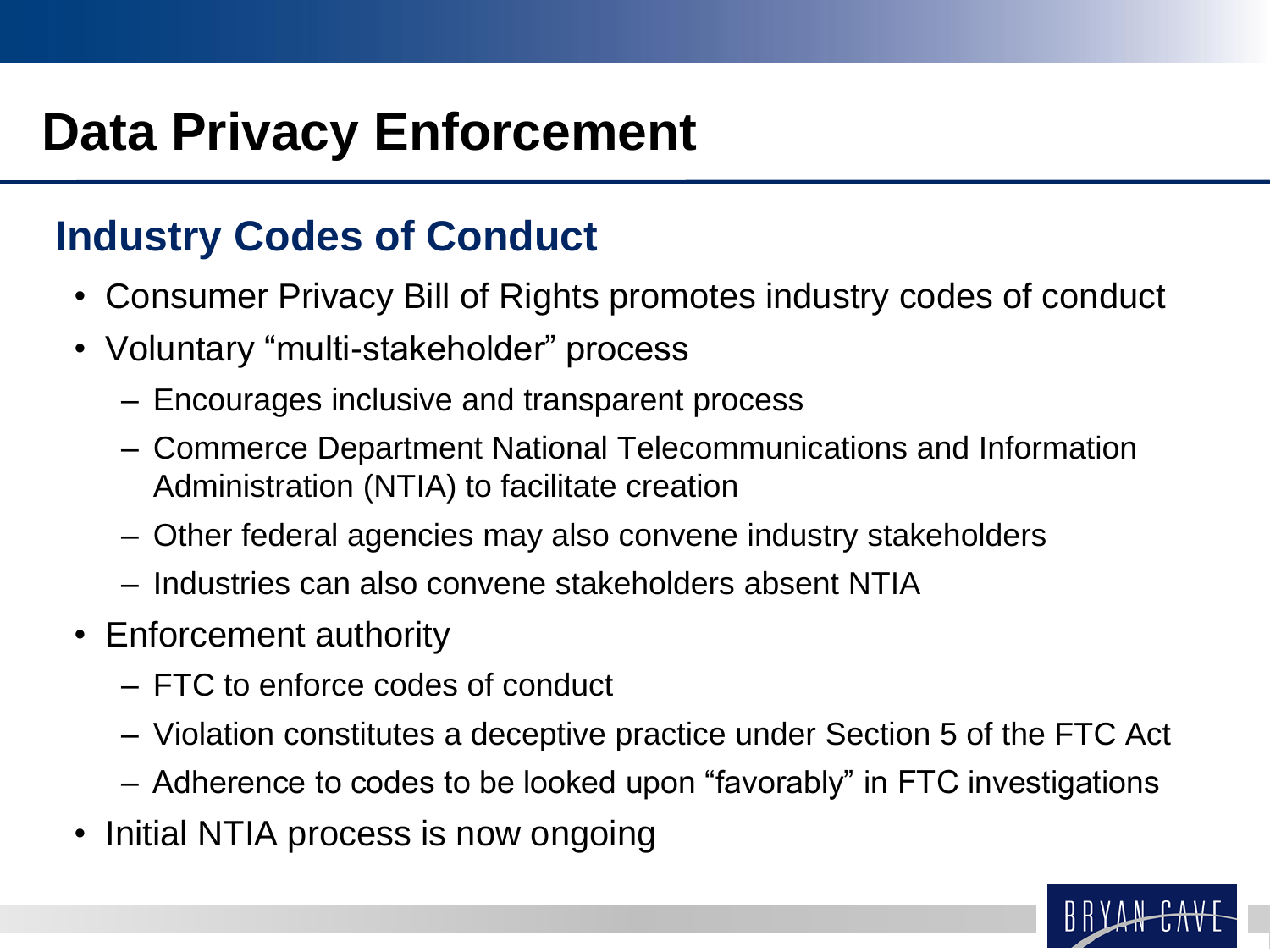# Data Privacy Enforcement

## Industry Codes of Conduct

- Consumer Privacy Bill of Rights promotes industry codes of conduct
- Voluntary "multi-stakeholder" process
  - Encourages inclusive and transparent process
  - Commerce Department National Telecommunications and Information Administration (NTIA) to facilitate creation
  - Other federal agencies may also convene industry stakeholders
  - Industries can also convene stakeholders absent NTIA
- Enforcement authority
  - FTC to enforce codes of conduct
  - Violation constitutes a deceptive practice under Section 5 of the FTC Act
  - Adherence to codes to be looked upon "favorably" in FTC investigations
- Initial NTIA process is now ongoing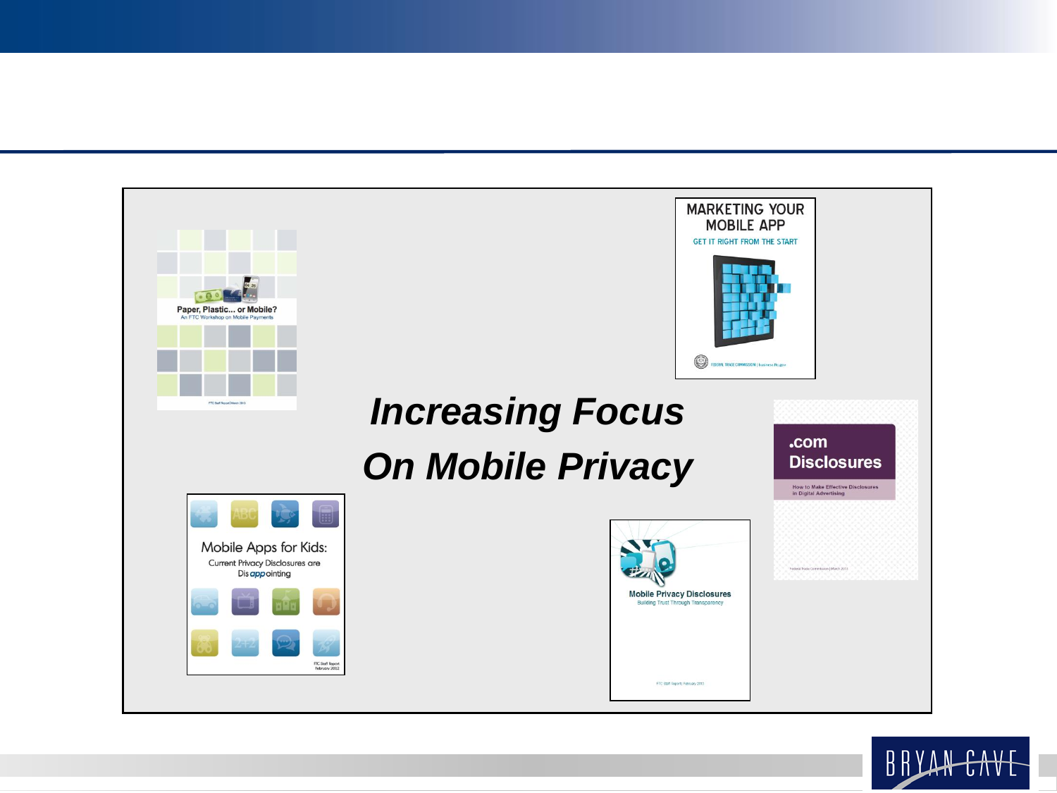# *Increasing Focus On Mobile Privacy*

Paper, Plastic... or Mobile?
An FTC Workshop on Mobile Payments

MARKETING YOUR MOBILE APP
GET IT RIGHT FROM THE START

.com Disclosures
How to Make Effective Disclosures in Digital Advertising

Mobile Apps for Kids:
Current Privacy Disclosures are Disappointing

Mobile Privacy Disclosures
Building Trust Through Transparency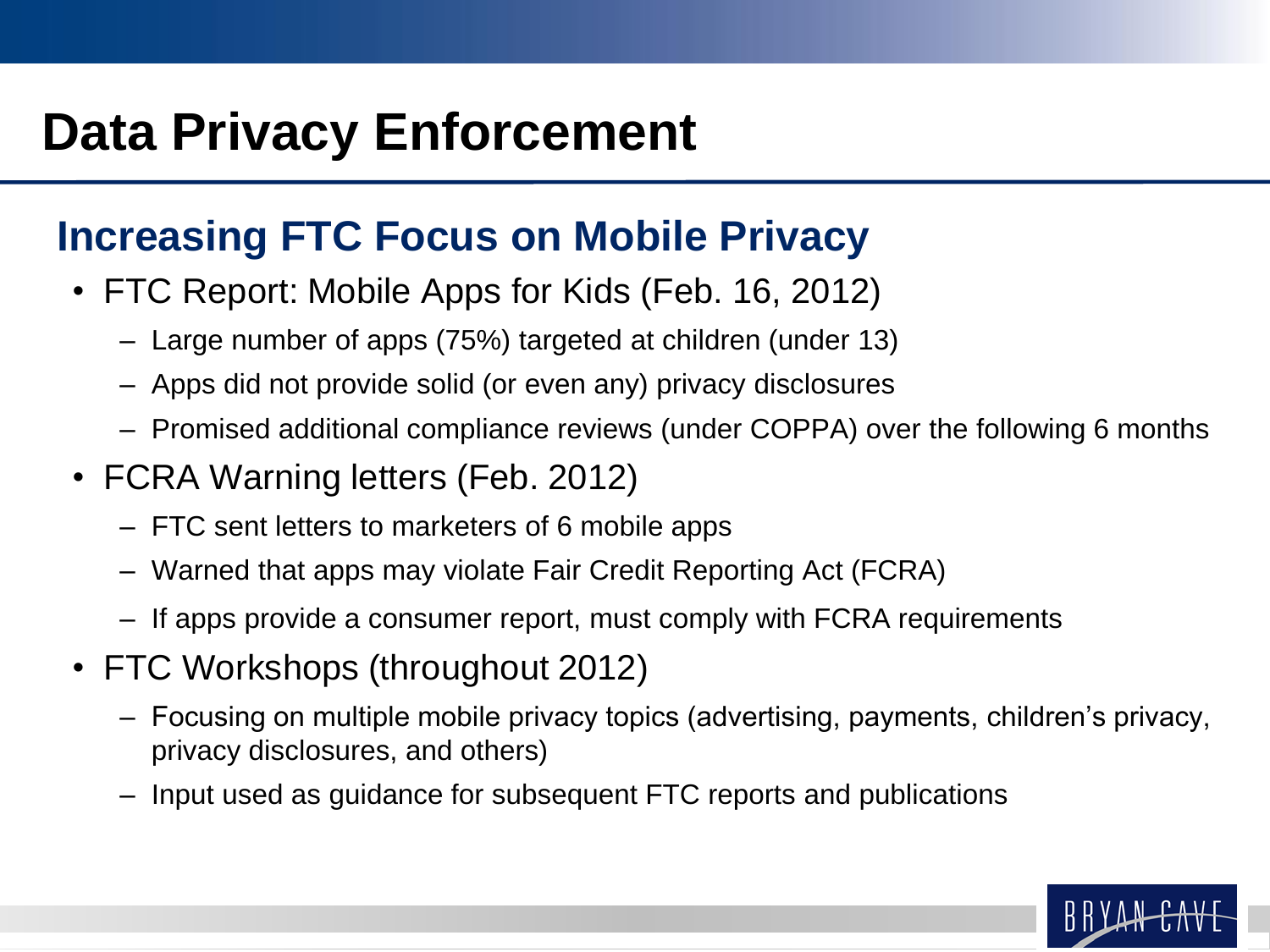# Data Privacy Enforcement

## Increasing FTC Focus on Mobile Privacy

- FTC Report: Mobile Apps for Kids (Feb. 16, 2012)
  - Large number of apps (75%) targeted at children (under 13)
  - Apps did not provide solid (or even any) privacy disclosures
  - Promised additional compliance reviews (under COPPA) over the following 6 months
- FCRA Warning letters (Feb. 2012)
  - FTC sent letters to marketers of 6 mobile apps
  - Warned that apps may violate Fair Credit Reporting Act (FCRA)
  - If apps provide a consumer report, must comply with FCRA requirements
- FTC Workshops (throughout 2012)
  - Focusing on multiple mobile privacy topics (advertising, payments, children's privacy, privacy disclosures, and others)
  - Input used as guidance for subsequent FTC reports and publications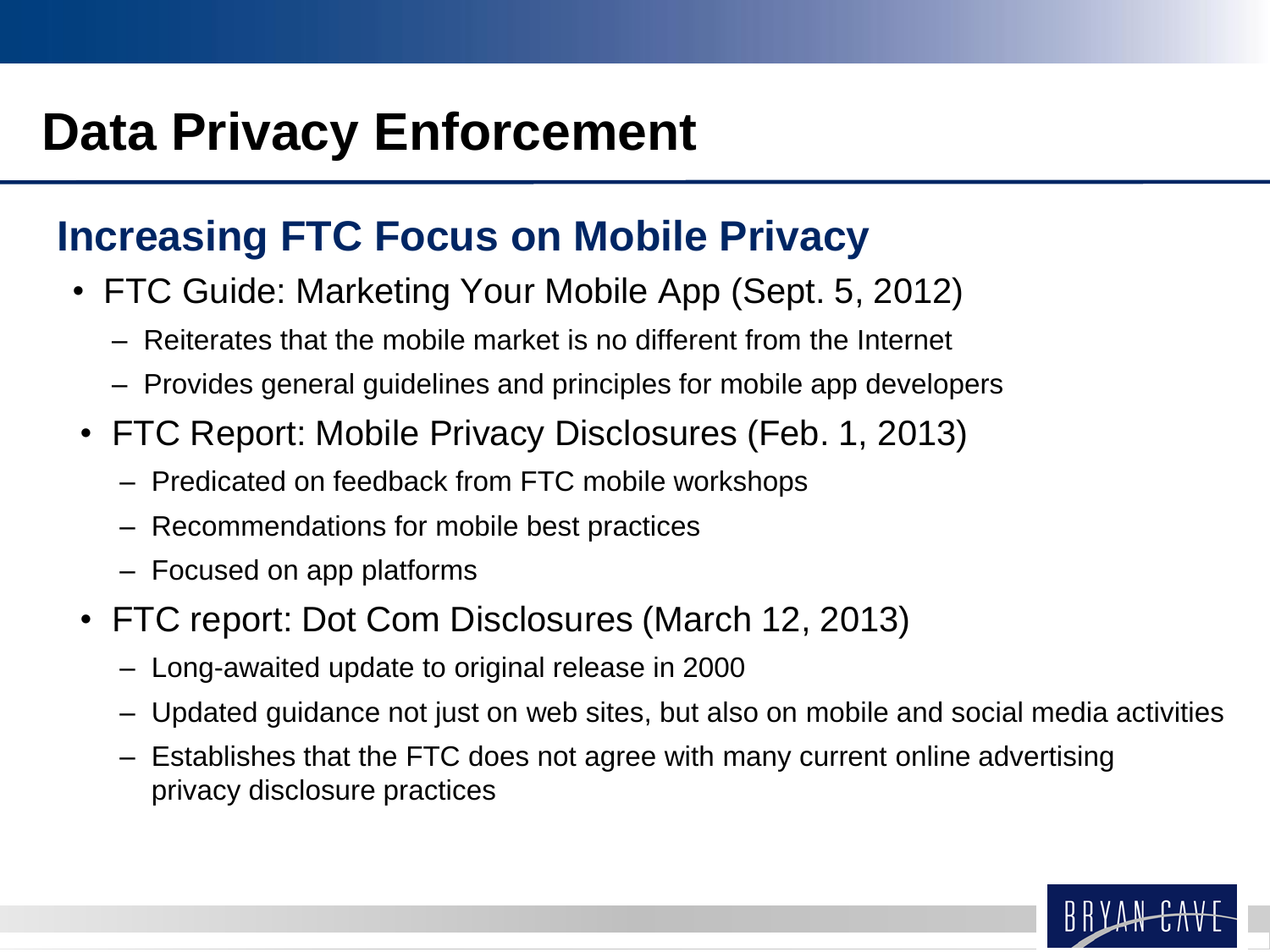# Data Privacy Enforcement

## Increasing FTC Focus on Mobile Privacy

- FTC Guide: Marketing Your Mobile App (Sept. 5, 2012)
  - Reiterates that the mobile market is no different from the Internet
  - Provides general guidelines and principles for mobile app developers
- FTC Report: Mobile Privacy Disclosures (Feb. 1, 2013)
  - Predicated on feedback from FTC mobile workshops
  - Recommendations for mobile best practices
  - Focused on app platforms
- FTC report: Dot Com Disclosures (March 12, 2013)
  - Long-awaited update to original release in 2000
  - Updated guidance not just on web sites, but also on mobile and social media activities
  - Establishes that the FTC does not agree with many current online advertising privacy disclosure practices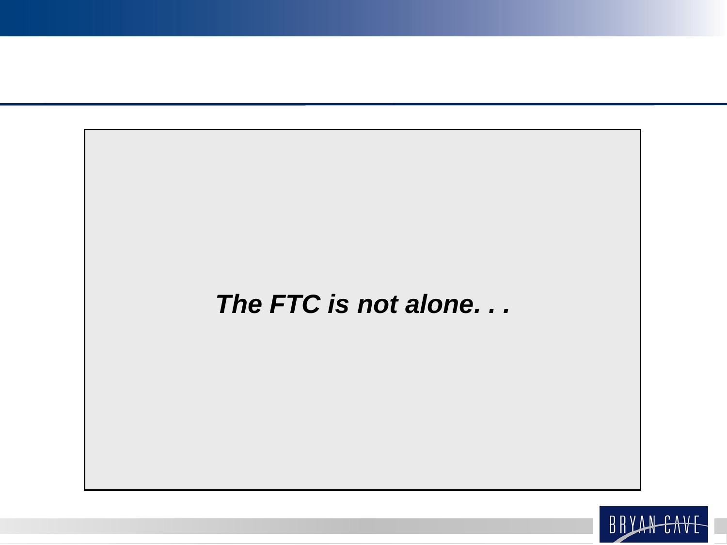***The FTC is not alone. . .***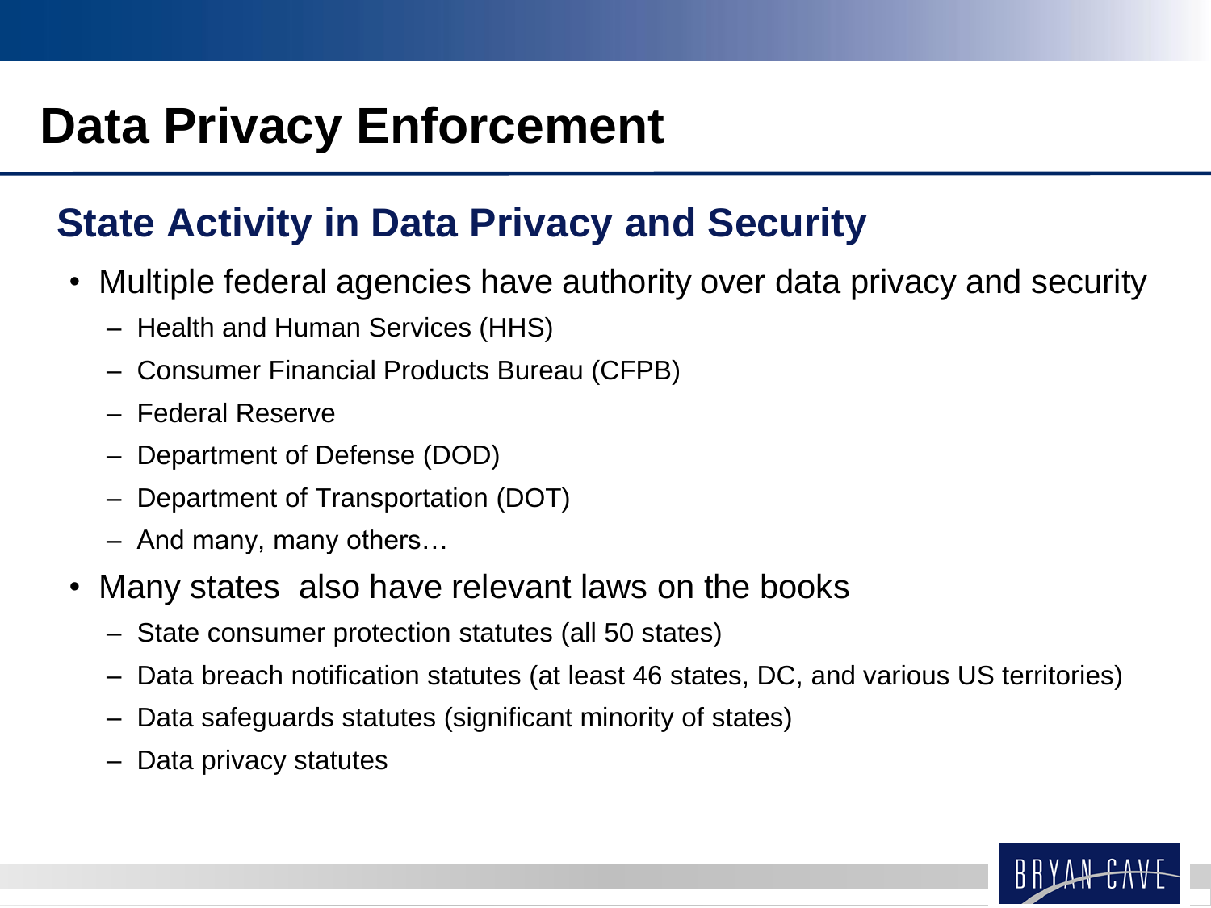# Data Privacy Enforcement

## State Activity in Data Privacy and Security

- Multiple federal agencies have authority over data privacy and security
  - Health and Human Services (HHS)
  - Consumer Financial Products Bureau (CFPB)
  - Federal Reserve
  - Department of Defense (DOD)
  - Department of Transportation (DOT)
  - And many, many others…
- Many states  also have relevant laws on the books
  - State consumer protection statutes (all 50 states)
  - Data breach notification statutes (at least 46 states, DC, and various US territories)
  - Data safeguards statutes (significant minority of states)
  - Data privacy statutes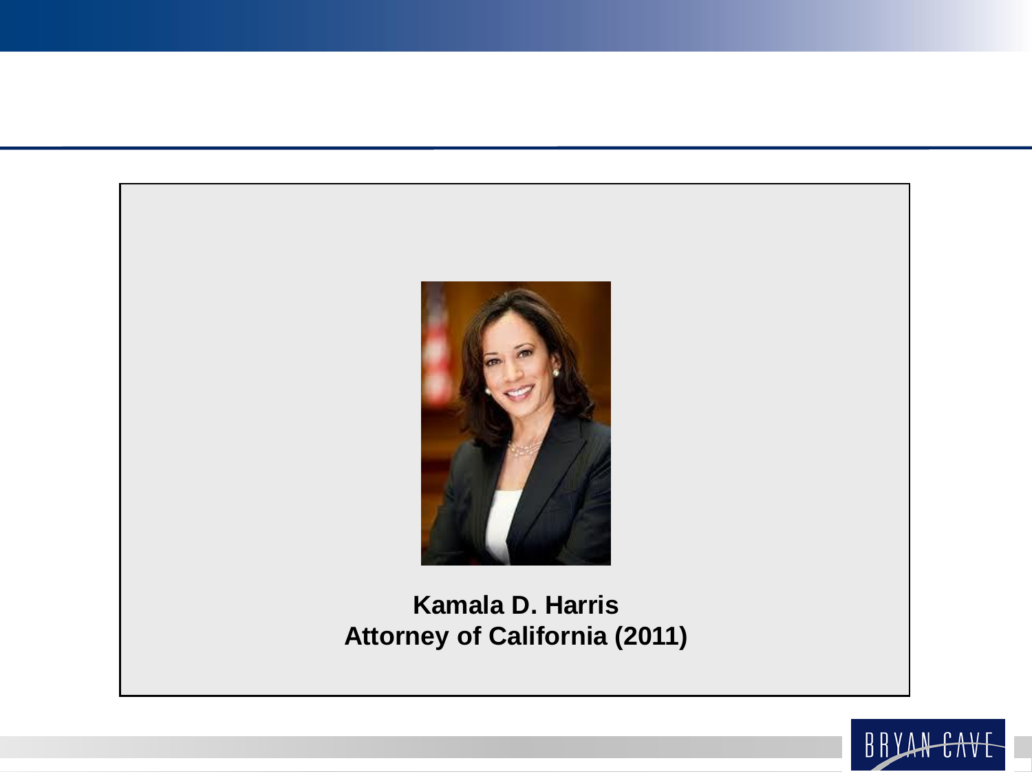**Kamala D. Harris**
**Attorney of California (2011)**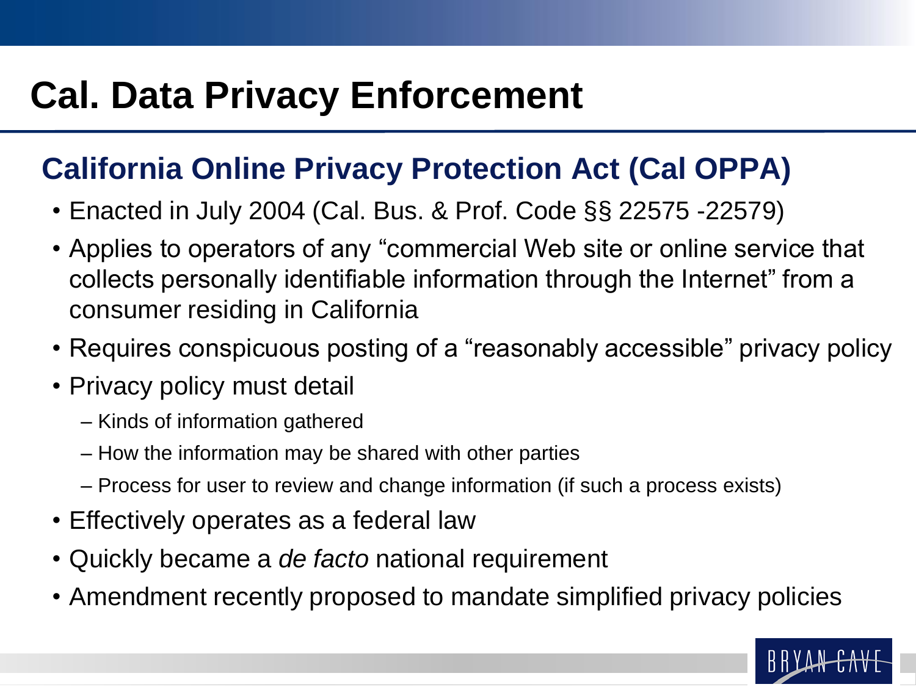# Cal. Data Privacy Enforcement

## California Online Privacy Protection Act (Cal OPPA)

- Enacted in July 2004 (Cal. Bus. & Prof. Code §§ 22575 -22579)
- Applies to operators of any “commercial Web site or online service that collects personally identifiable information through the Internet” from a consumer residing in California
- Requires conspicuous posting of a “reasonably accessible” privacy policy
- Privacy policy must detail
  - Kinds of information gathered
  - How the information may be shared with other parties
  - Process for user to review and change information (if such a process exists)
- Effectively operates as a federal law
- Quickly became a *de facto* national requirement
- Amendment recently proposed to mandate simplified privacy policies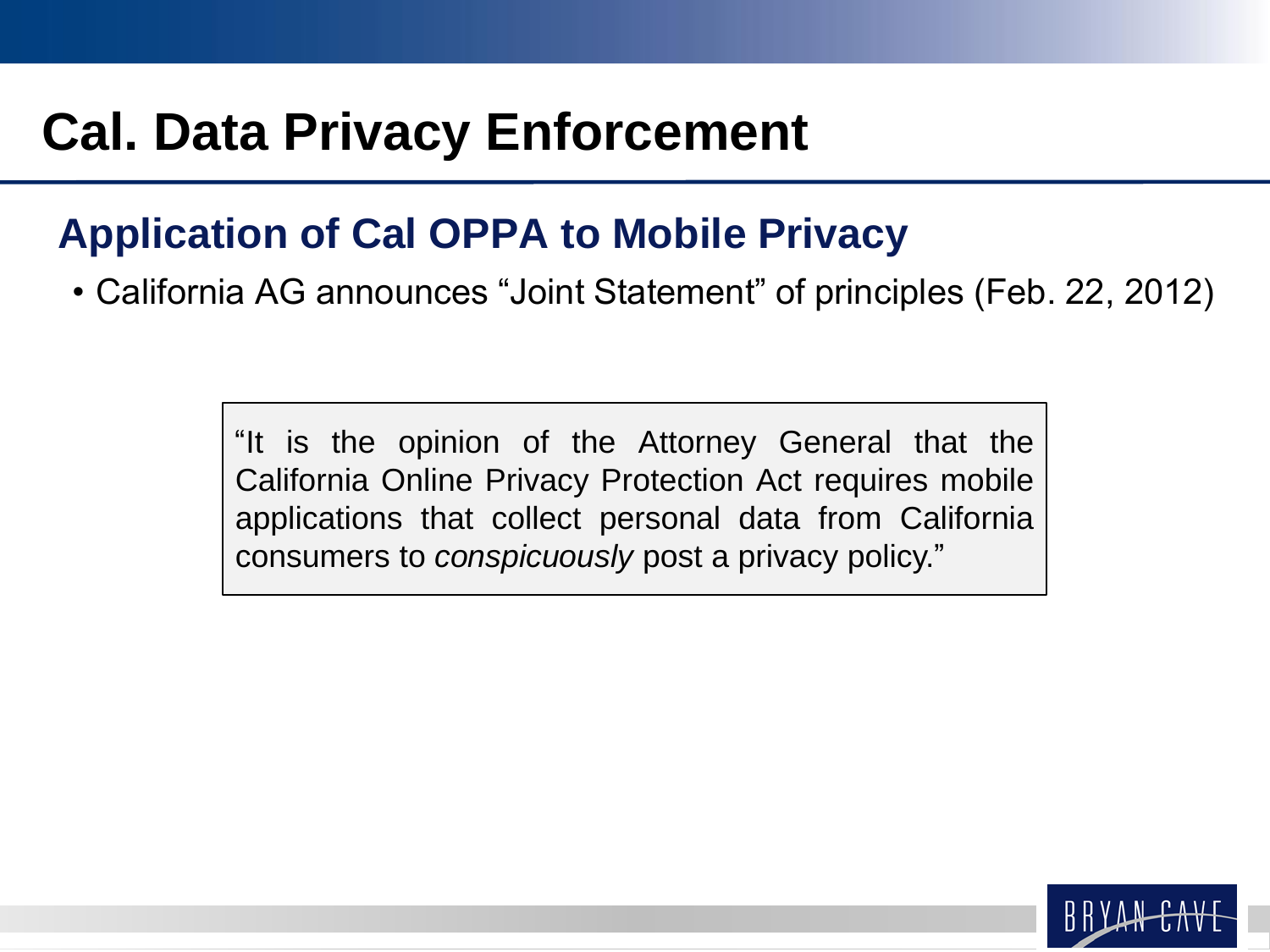# Cal. Data Privacy Enforcement

## Application of Cal OPPA to Mobile Privacy

- California AG announces "Joint Statement" of principles (Feb. 22, 2012)

> "It is the opinion of the Attorney General that the California Online Privacy Protection Act requires mobile applications that collect personal data from California consumers to *conspicuously* post a privacy policy."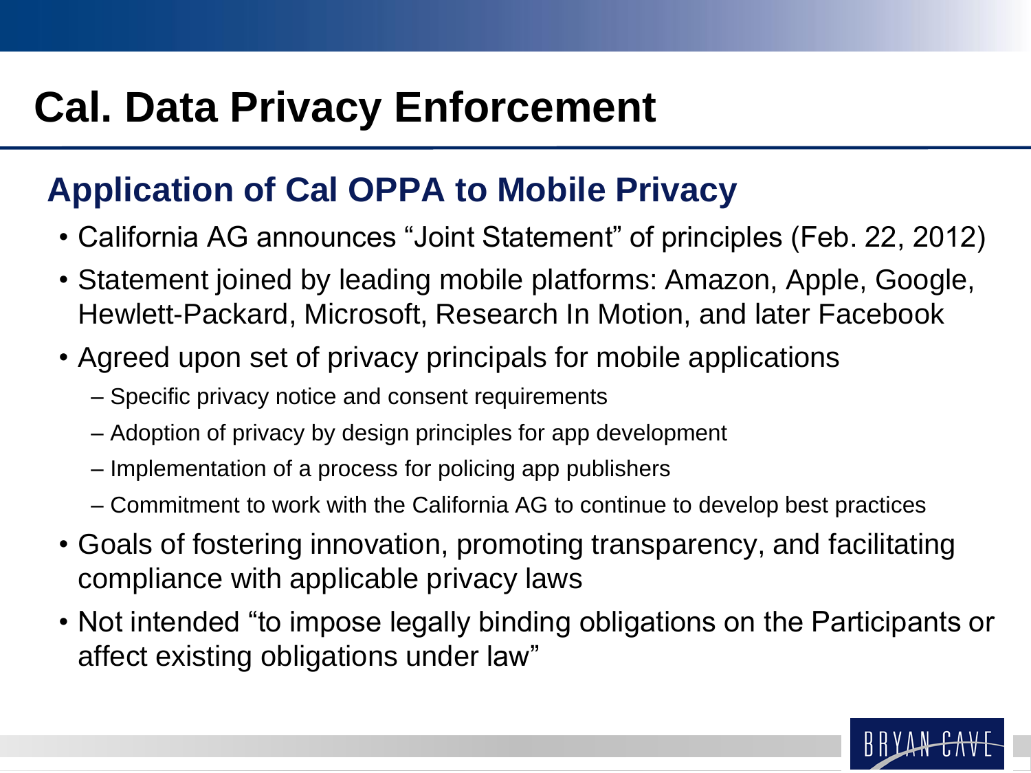# Cal. Data Privacy Enforcement

## Application of Cal OPPA to Mobile Privacy

- California AG announces "Joint Statement" of principles (Feb. 22, 2012)
- Statement joined by leading mobile platforms: Amazon, Apple, Google, Hewlett-Packard, Microsoft, Research In Motion, and later Facebook
- Agreed upon set of privacy principals for mobile applications
  - Specific privacy notice and consent requirements
  - Adoption of privacy by design principles for app development
  - Implementation of a process for policing app publishers
  - Commitment to work with the California AG to continue to develop best practices
- Goals of fostering innovation, promoting transparency, and facilitating compliance with applicable privacy laws
- Not intended "to impose legally binding obligations on the Participants or affect existing obligations under law"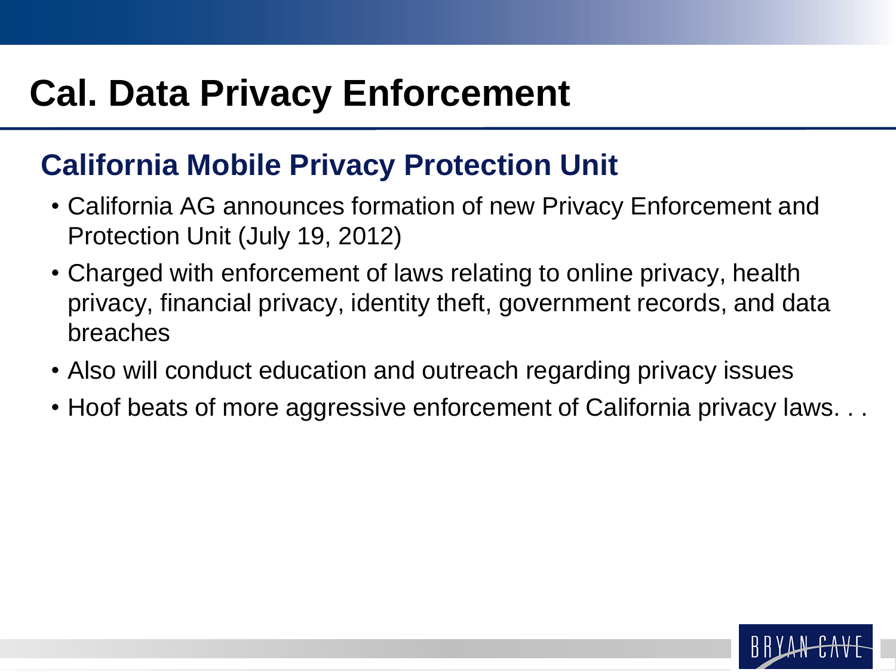# Cal. Data Privacy Enforcement

## California Mobile Privacy Protection Unit

- California AG announces formation of new Privacy Enforcement and Protection Unit (July 19, 2012)
- Charged with enforcement of laws relating to online privacy, health privacy, financial privacy, identity theft, government records, and data breaches
- Also will conduct education and outreach regarding privacy issues
- Hoof beats of more aggressive enforcement of California privacy laws. . .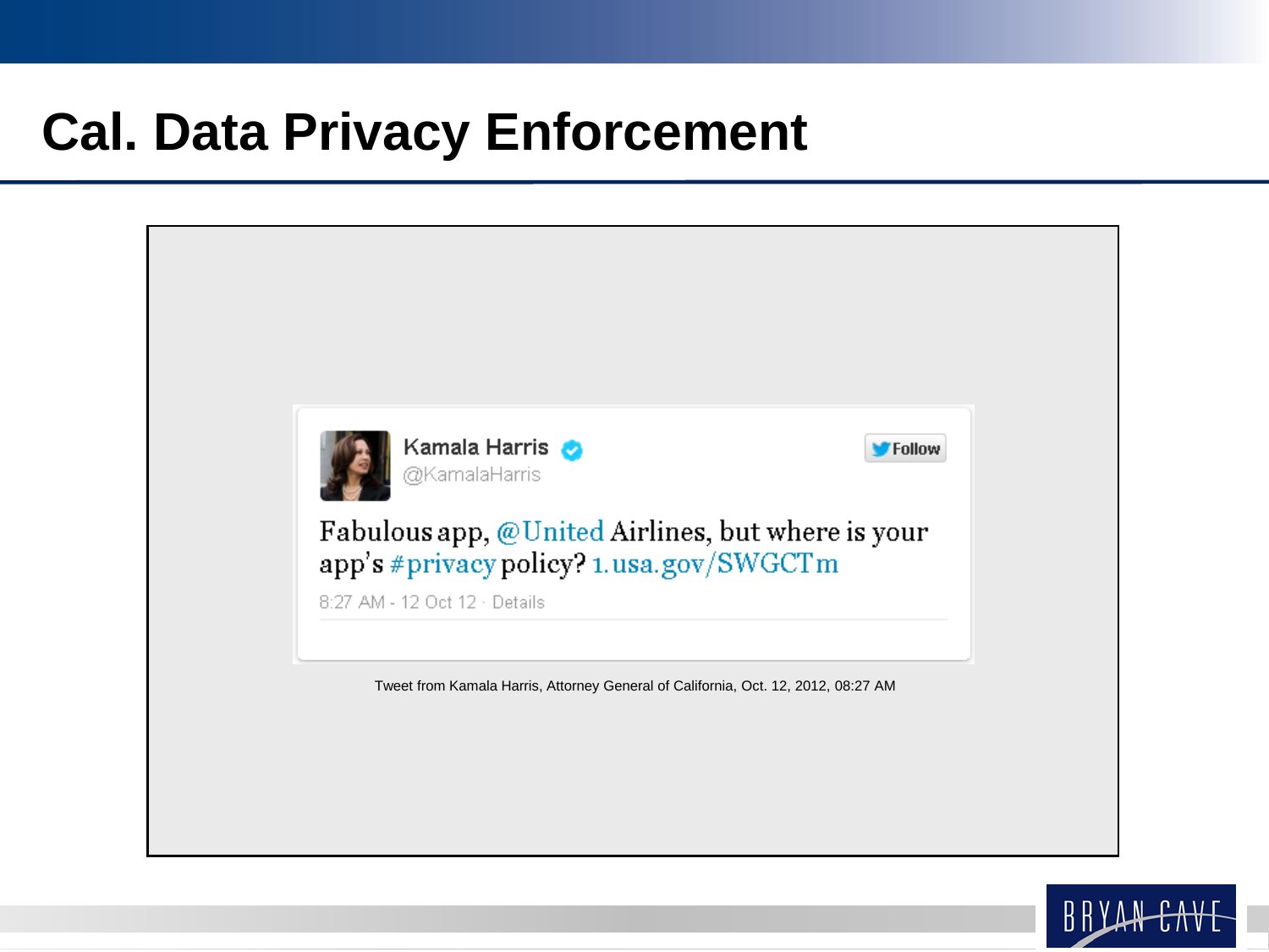# Cal. Data Privacy Enforcement

Kamala Harris
@KamalaHarris

Fabulous app, @United Airlines, but where is your app's #privacy policy? 1.usa.gov/SWGCTm

8:27 AM - 12 Oct 12 · Details

Tweet from Kamala Harris, Attorney General of California, Oct. 12, 2012, 08:27 AM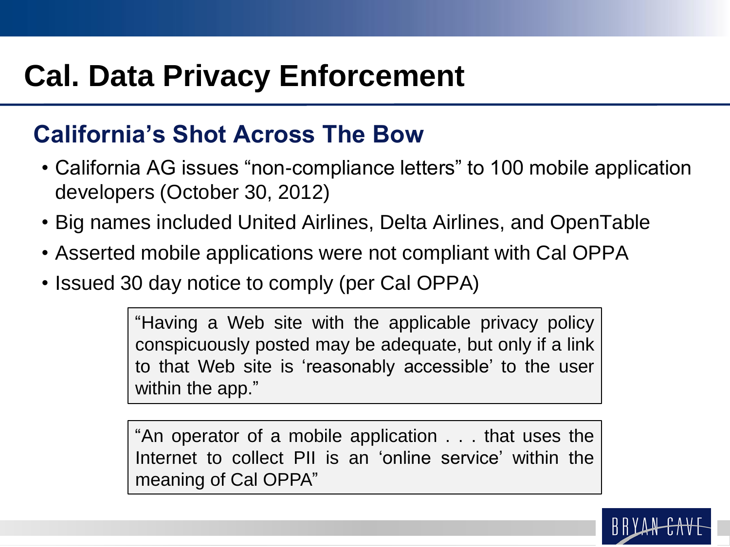# Cal. Data Privacy Enforcement

## California's Shot Across The Bow

- California AG issues "non-compliance letters" to 100 mobile application developers (October 30, 2012)
- Big names included United Airlines, Delta Airlines, and OpenTable
- Asserted mobile applications were not compliant with Cal OPPA
- Issued 30 day notice to comply (per Cal OPPA)

> "Having a Web site with the applicable privacy policy conspicuously posted may be adequate, but only if a link to that Web site is 'reasonably accessible' to the user within the app."

> "An operator of a mobile application . . . that uses the Internet to collect PII is an 'online service' within the meaning of Cal OPPA"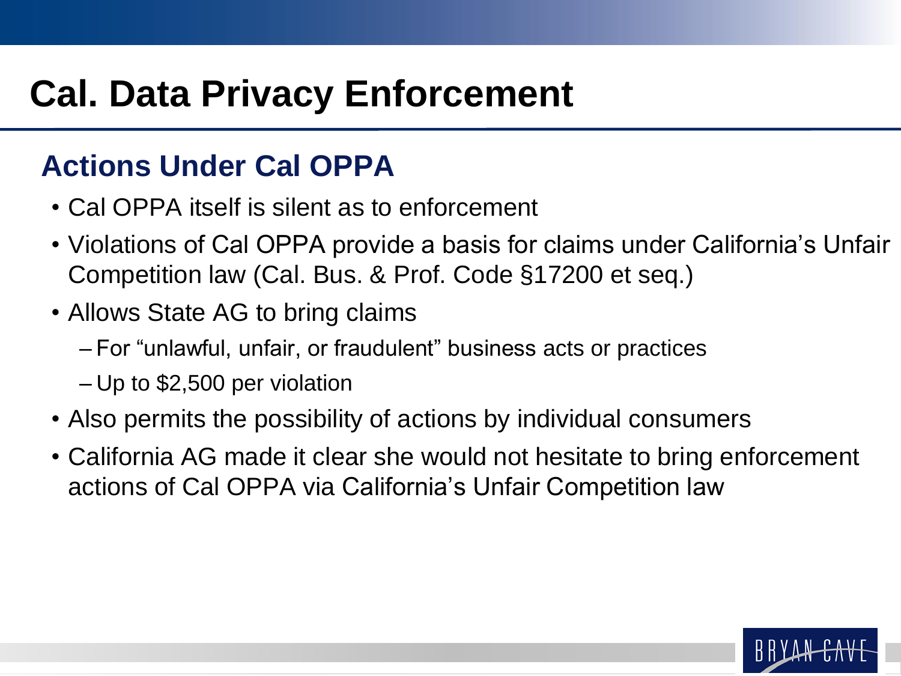# Cal. Data Privacy Enforcement

## Actions Under Cal OPPA

- Cal OPPA itself is silent as to enforcement
- Violations of Cal OPPA provide a basis for claims under California's Unfair Competition law (Cal. Bus. & Prof. Code §17200 et seq.)
- Allows State AG to bring claims
  - For "unlawful, unfair, or fraudulent" business acts or practices
  - Up to $2,500 per violation
- Also permits the possibility of actions by individual consumers
- California AG made it clear she would not hesitate to bring enforcement actions of Cal OPPA via California's Unfair Competition law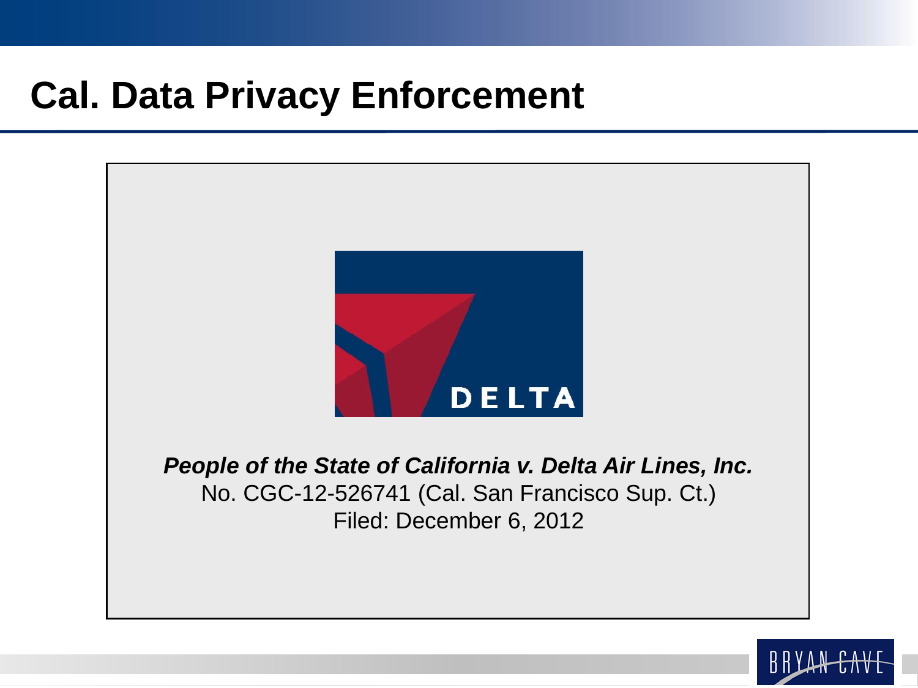# Cal. Data Privacy Enforcement

***People of the State of California v. Delta Air Lines, Inc.***
No. CGC-12-526741 (Cal. San Francisco Sup. Ct.)
Filed: December 6, 2012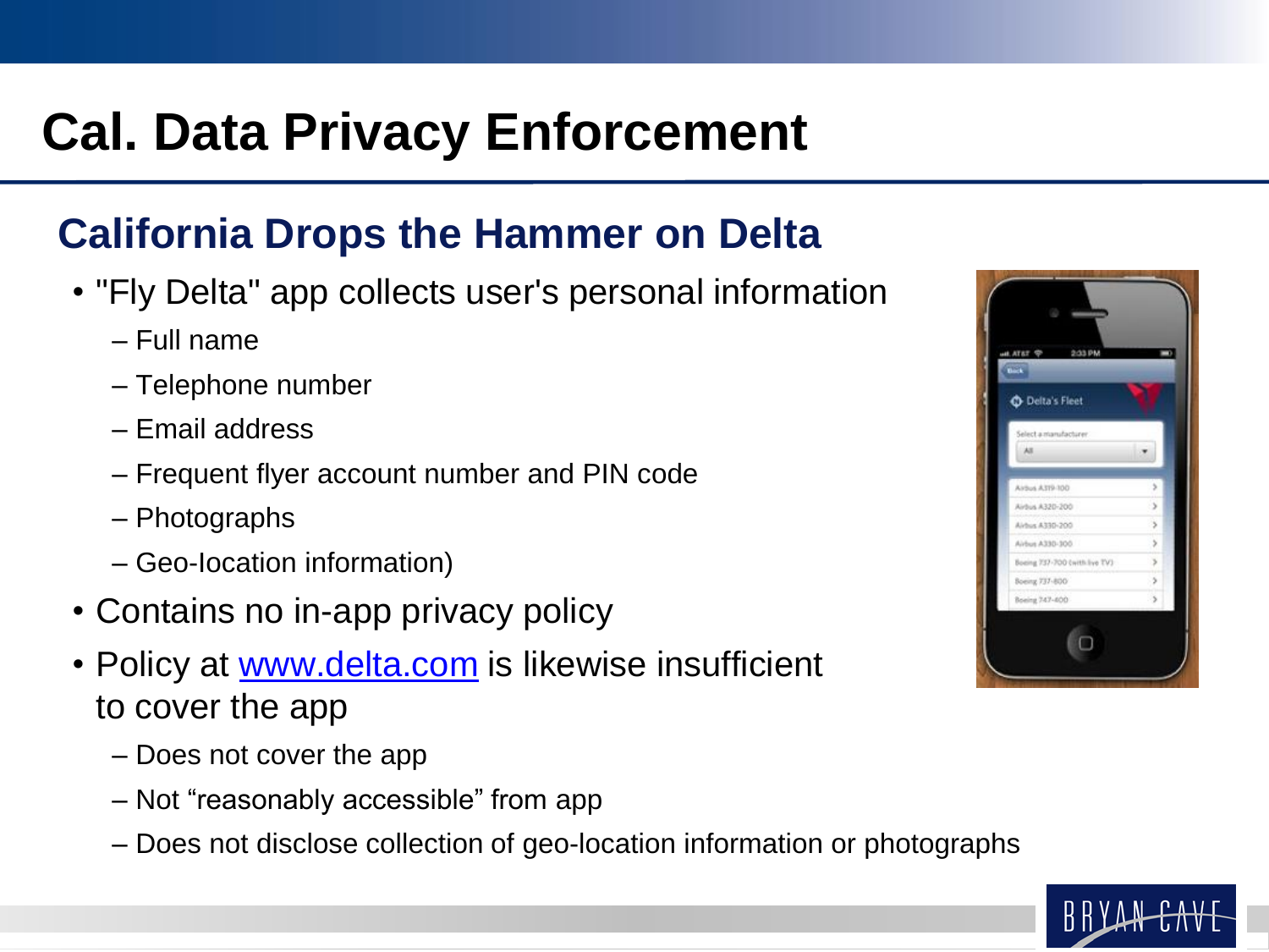# Cal. Data Privacy Enforcement

## California Drops the Hammer on Delta

- "Fly Delta" app collects user's personal information
  - Full name
  - Telephone number
  - Email address
  - Frequent flyer account number and PIN code
  - Photographs
  - Geo-location information)
- Contains no in-app privacy policy
- Policy at www.delta.com is likewise insufficient to cover the app
  - Does not cover the app
  - Not "reasonably accessible" from app
  - Does not disclose collection of geo-location information or photographs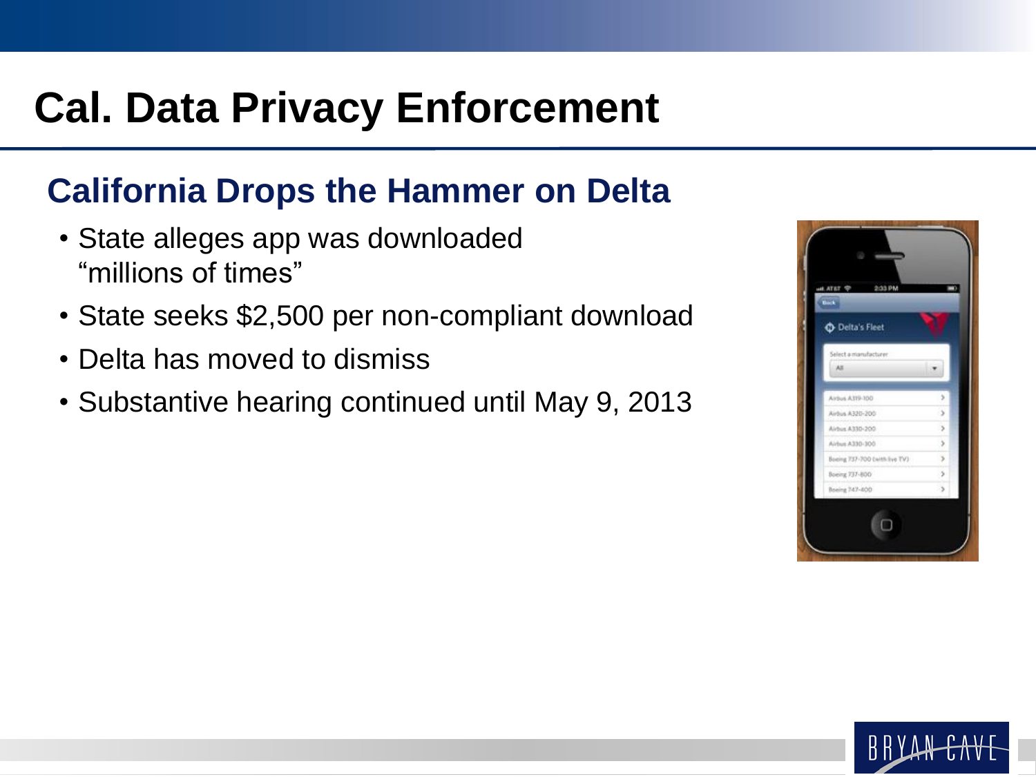# Cal. Data Privacy Enforcement

## California Drops the Hammer on Delta

- State alleges app was downloaded "millions of times"
- State seeks $2,500 per non-compliant download
- Delta has moved to dismiss
- Substantive hearing continued until May 9, 2013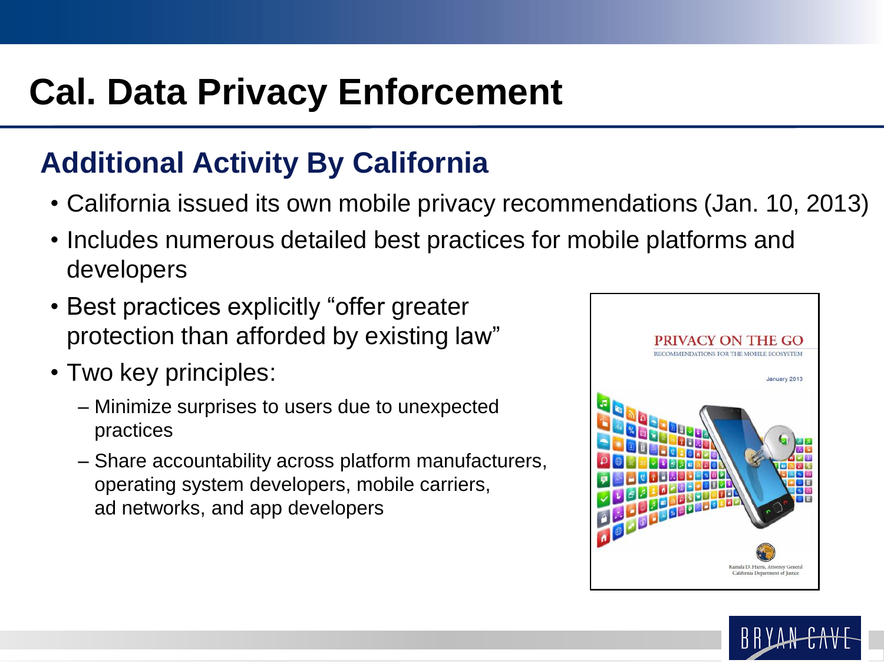# Cal. Data Privacy Enforcement

## Additional Activity By California

- California issued its own mobile privacy recommendations (Jan. 10, 2013)
- Includes numerous detailed best practices for mobile platforms and developers
- Best practices explicitly "offer greater protection than afforded by existing law"
- Two key principles:
  - Minimize surprises to users due to unexpected practices
  - Share accountability across platform manufacturers, operating system developers, mobile carriers, ad networks, and app developers

PRIVACY ON THE GO

RECOMMENDATIONS FOR THE MOBILE ECOSYSTEM

January 2013

Kamala D. Harris, Attorney General
California Department of Justice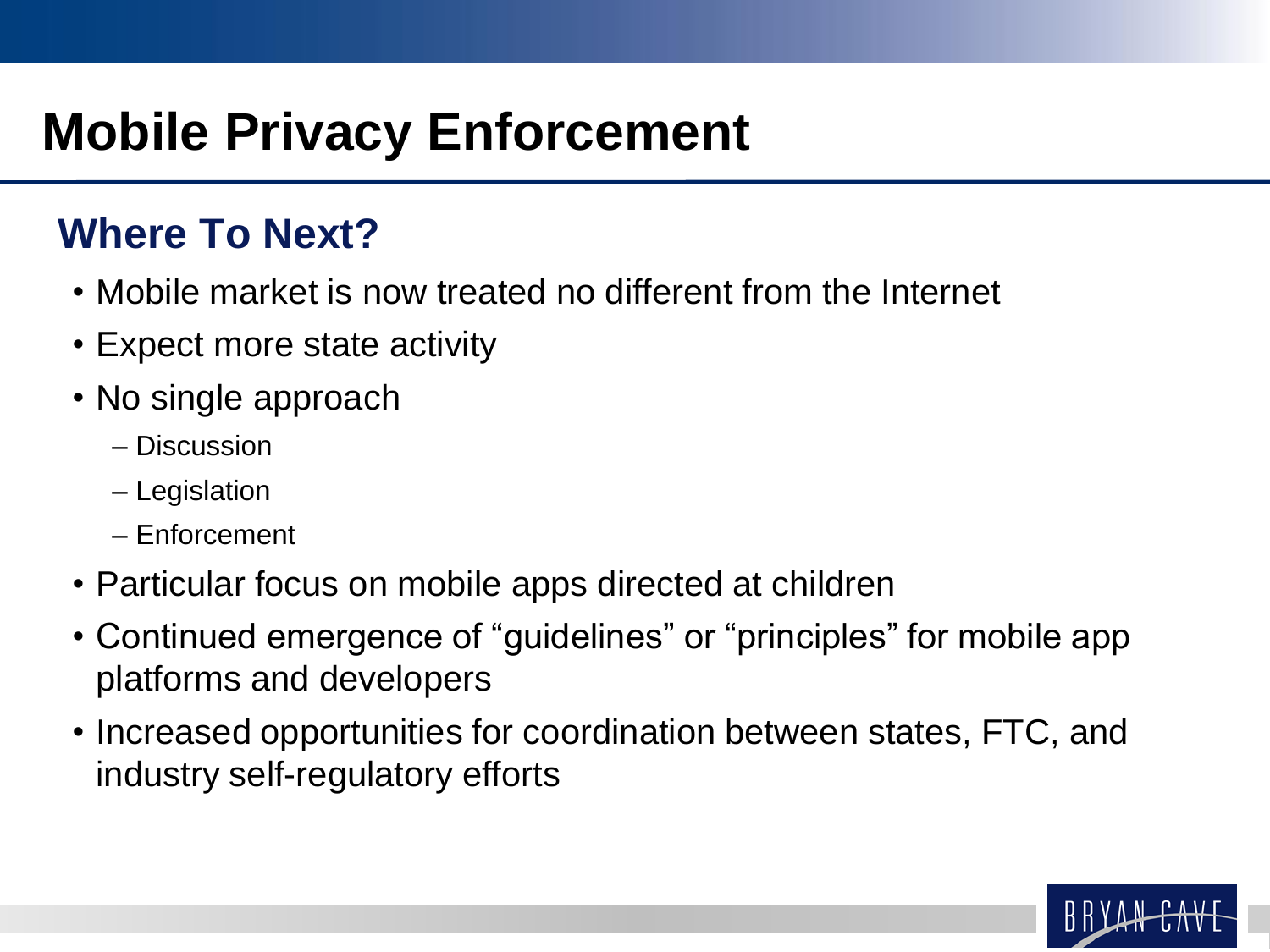# Mobile Privacy Enforcement

## Where To Next?

- Mobile market is now treated no different from the Internet
- Expect more state activity
- No single approach
  - Discussion
  - Legislation
  - Enforcement
- Particular focus on mobile apps directed at children
- Continued emergence of "guidelines" or "principles" for mobile app platforms and developers
- Increased opportunities for coordination between states, FTC, and industry self-regulatory efforts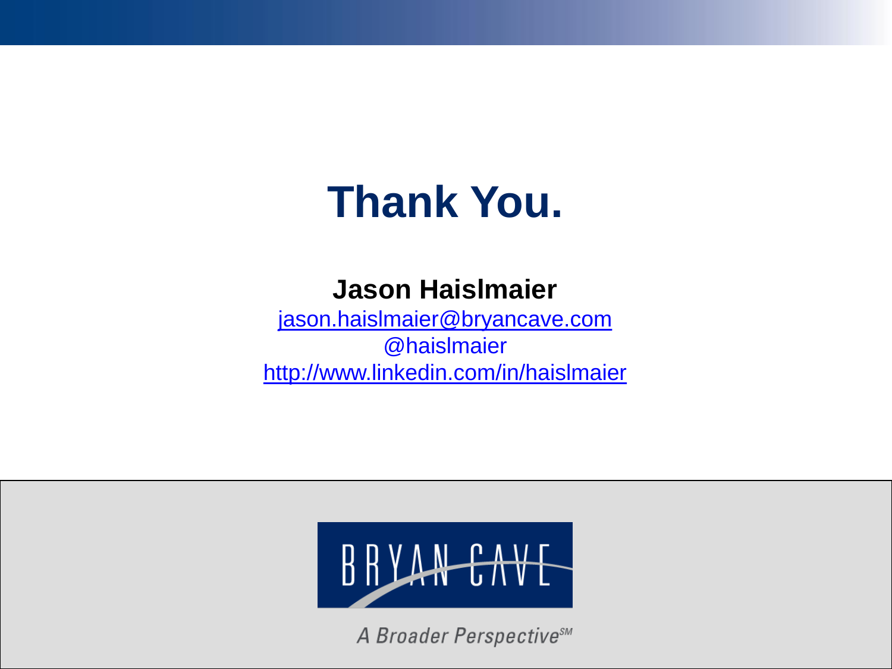# Thank You.

**Jason Haislmaier**

jason.haislmaier@bryancave.com

@haislmaier

http://www.linkedin.com/in/haislmaier

BRYAN CAVE

*A Broader Perspective℠*